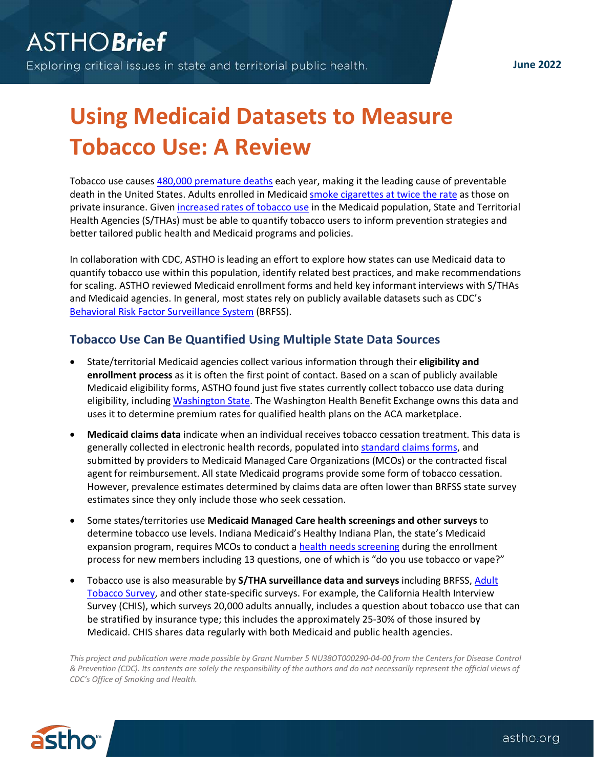ASTHO**Brief**

Exploring critical issues in state and territorial public health.

**June 2022**

# Using Medicaid Datasets to Measure Tobacco Use: A Review

Tobacco use causes 480,000 premature deaths each year, making it the leading cause of preventable death in the United States. Adults enrolled in Medicaid smoke cigarettes at twice the rate as those on private insurance. Given increased rates of tobacco use in the Medicaid population, State and Territorial Health Agencies (S/THAs) must be able to quantify tobacco users to inform prevention strategies and better tailored public health and Medicaid programs and policies.

In collaboration with CDC, ASTHO is leading an effort to explore how states can use Medicaid data to quantify tobacco use within this population, identify related best practices, and make recommendations for scaling. ASTHO reviewed Medicaid enrollment forms and held key informant interviews with S/THAs and Medicaid agencies. In general, most states rely on publicly available datasets such as CDC's Behavioral Risk Factor Surveillance System (BRFSS).

## Tobacco Use Can Be Quantified Using Multiple State Data Sources

- State/territorial Medicaid agencies collect various information through their **eligibility and enrollment process** as it is often the first point of contact. Based on a scan of publicly available Medicaid eligibility forms, ASTHO found just five states currently collect tobacco use data during eligibility, including Washington State. The Washington Health Benefit Exchange owns this data and uses it to determine premium rates for qualified health plans on the ACA marketplace.
- **Medicaid claims data** indicate when an individual receives tobacco cessation treatment. This data is generally collected in electronic health records, populated into standard claims forms, and submitted by providers to Medicaid Managed Care Organizations (MCOs) or the contracted fiscal agent for reimbursement. All state Medicaid programs provide some form of tobacco cessation. However, prevalence estimates determined by claims data are often lower than BRFSS state survey estimates since they only include those who seek cessation.
- Some states/territories use **Medicaid Managed Care health screenings and other surveys** to determine tobacco use levels. Indiana Medicaid's Healthy Indiana Plan, the state's Medicaid expansion program, requires MCOs to conduct a health needs screening during the enrollment process for new members including 13 questions, one of which is "do you use tobacco or vape?"
- Tobacco use is also measurable by **S/THA surveillance data and surveys** including BRFSS, Adult Tobacco Survey, and other state-specific surveys. For example, the California Health Interview Survey (CHIS), which surveys 20,000 adults annually, includes a question about tobacco use that can be stratified by insurance type; this includes the approximately 25-30% of those insured by Medicaid. CHIS shares data regularly with both Medicaid and public health agencies.

*This project and publication were made possible by Grant Number 5 NU38OT000290-04-00 from the Centers for Disease Control & Prevention (CDC). Its contents are solely the responsibility of the authors and do not necessarily represent the official views of CDC's Office of Smoking and Health.*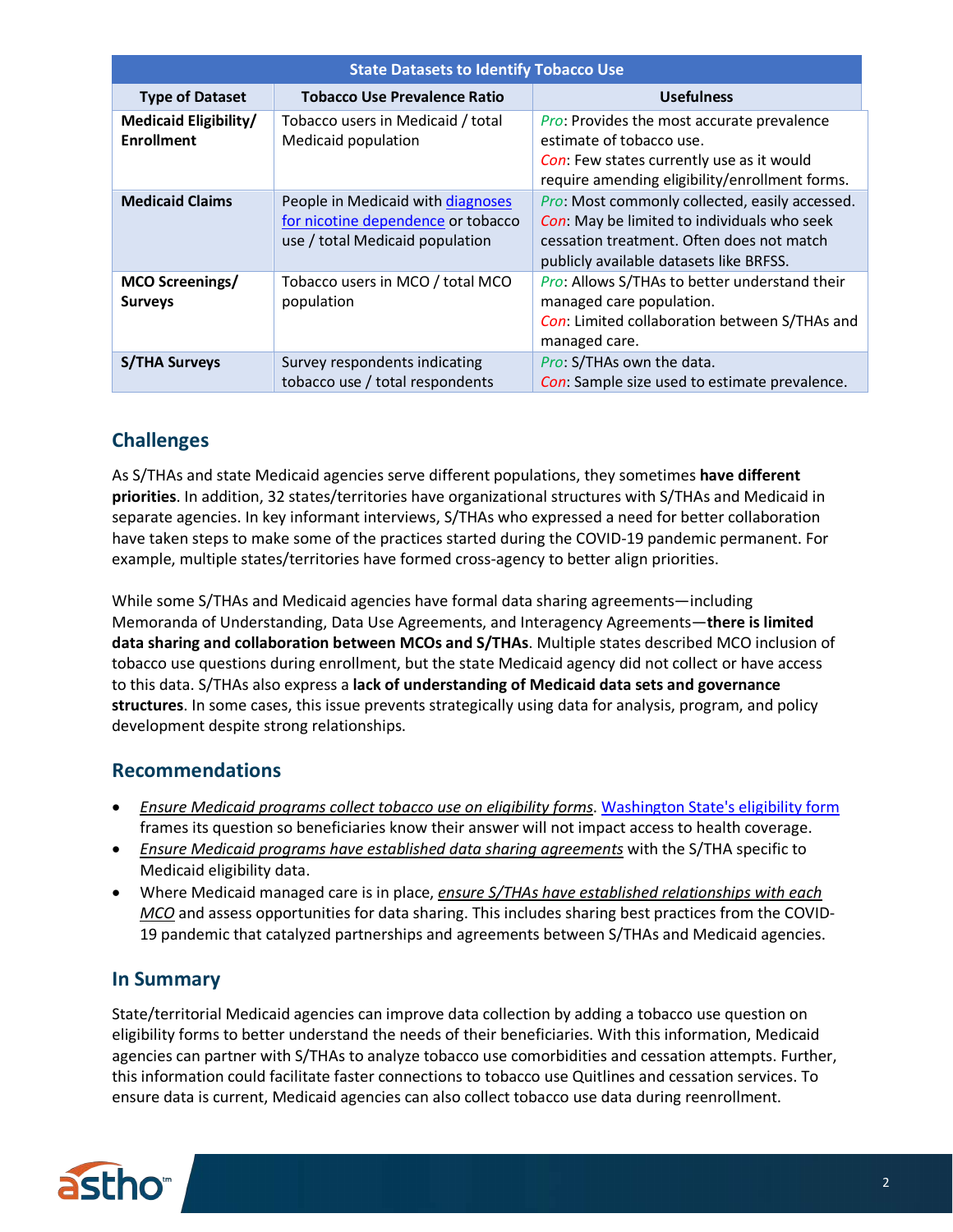| State Datasets to Identify Tobacco Use | | |
|---|---|---|
| **Type of Dataset** | **Tobacco Use Prevalence Ratio** | **Usefulness** |
| **Medicaid Eligibility/ Enrollment** | Tobacco users in Medicaid / total Medicaid population | *Pro*: Provides the most accurate prevalence estimate of tobacco use. *Con*: Few states currently use as it would require amending eligibility/enrollment forms. |
| **Medicaid Claims** | People in Medicaid with diagnoses for nicotine dependence or tobacco use / total Medicaid population | *Pro*: Most commonly collected, easily accessed. *Con*: May be limited to individuals who seek cessation treatment. Often does not match publicly available datasets like BRFSS. |
| **MCO Screenings/ Surveys** | Tobacco users in MCO / total MCO population | *Pro*: Allows S/THAs to better understand their managed care population. *Con*: Limited collaboration between S/THAs and managed care. |
| **S/THA Surveys** | Survey respondents indicating tobacco use / total respondents | *Pro*: S/THAs own the data. *Con*: Sample size used to estimate prevalence. |

## Challenges

As S/THAs and state Medicaid agencies serve different populations, they sometimes **have different priorities**. In addition, 32 states/territories have organizational structures with S/THAs and Medicaid in separate agencies. In key informant interviews, S/THAs who expressed a need for better collaboration have taken steps to make some of the practices started during the COVID-19 pandemic permanent. For example, multiple states/territories have formed cross-agency to better align priorities.

While some S/THAs and Medicaid agencies have formal data sharing agreements—including Memoranda of Understanding, Data Use Agreements, and Interagency Agreements—**there is limited data sharing and collaboration between MCOs and S/THAs**. Multiple states described MCO inclusion of tobacco use questions during enrollment, but the state Medicaid agency did not collect or have access to this data. S/THAs also express a **lack of understanding of Medicaid data sets and governance structures**. In some cases, this issue prevents strategically using data for analysis, program, and policy development despite strong relationships.

## Recommendations

- *Ensure Medicaid programs collect tobacco use on eligibility forms*. Washington State's eligibility form frames its question so beneficiaries know their answer will not impact access to health coverage.
- *Ensure Medicaid programs have established data sharing agreements* with the S/THA specific to Medicaid eligibility data.
- Where Medicaid managed care is in place, *ensure S/THAs have established relationships with each MCO* and assess opportunities for data sharing. This includes sharing best practices from the COVID-19 pandemic that catalyzed partnerships and agreements between S/THAs and Medicaid agencies.

## In Summary

State/territorial Medicaid agencies can improve data collection by adding a tobacco use question on eligibility forms to better understand the needs of their beneficiaries. With this information, Medicaid agencies can partner with S/THAs to analyze tobacco use comorbidities and cessation attempts. Further, this information could facilitate faster connections to tobacco use Quitlines and cessation services. To ensure data is current, Medicaid agencies can also collect tobacco use data during reenrollment.